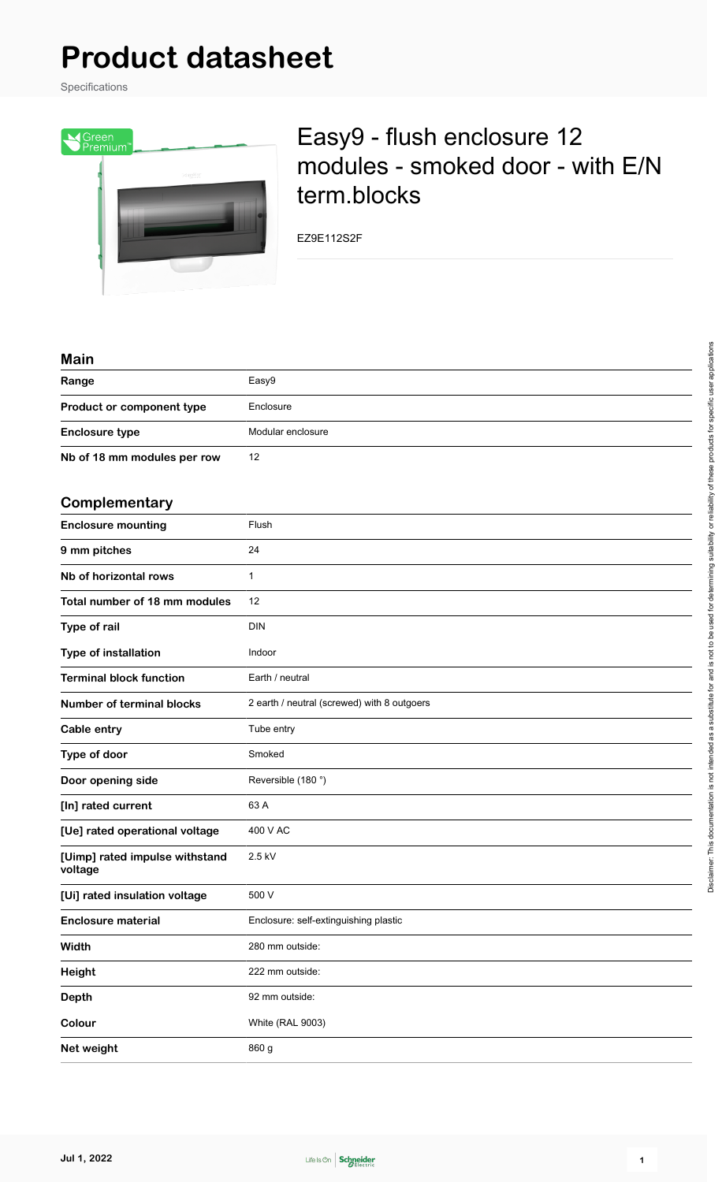# Product datasheet

Specifications

## Easy9 - flush enclosure 12 modules - smoked door - with E/N term.blocks

EZ9E112S2F

### Main

| | |
|---|---|
| **Range** | Easy9 |
| **Product or component type** | Enclosure |
| **Enclosure type** | Modular enclosure |
| **Nb of 18 mm modules per row** | 12 |

### Complementary

| | |
|---|---|
| **Enclosure mounting** | Flush |
| **9 mm pitches** | 24 |
| **Nb of horizontal rows** | 1 |
| **Total number of 18 mm modules** | 12 |
| **Type of rail** | DIN |
| **Type of installation** | Indoor |
| **Terminal block function** | Earth / neutral |
| **Number of terminal blocks** | 2 earth / neutral (screwed) with 8 outgoers |
| **Cable entry** | Tube entry |
| **Type of door** | Smoked |
| **Door opening side** | Reversible (180 °) |
| **[In] rated current** | 63 A |
| **[Ue] rated operational voltage** | 400 V AC |
| **[Uimp] rated impulse withstand voltage** | 2.5 kV |
| **[Ui] rated insulation voltage** | 500 V |
| **Enclosure material** | Enclosure: self-extinguishing plastic |
| **Width** | 280 mm outside: |
| **Height** | 222 mm outside: |
| **Depth** | 92 mm outside: |
| **Colour** | White (RAL 9003) |
| **Net weight** | 860 g |

Disclaimer: This documentation is not intended as a substitute for and is not to be used for determining suitability or reliability of these products for specific user applications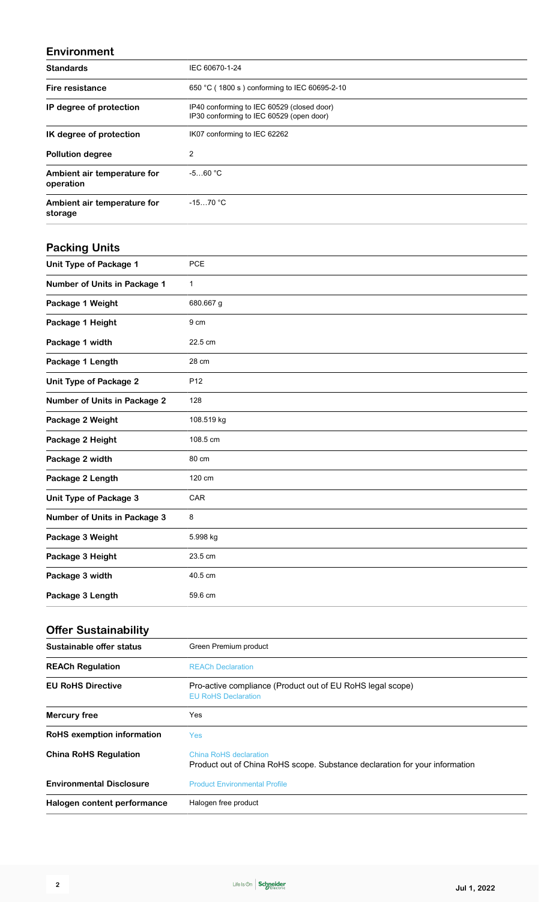## Environment

| | |
|---|---|
| **Standards** | IEC 60670-1-24 |
| **Fire resistance** | 650 °C ( 1800 s ) conforming to IEC 60695-2-10 |
| **IP degree of protection** | IP40 conforming to IEC 60529 (closed door)<br>IP30 conforming to IEC 60529 (open door) |
| **IK degree of protection** | IK07 conforming to IEC 62262 |
| **Pollution degree** | 2 |
| **Ambient air temperature for operation** | -5…60 °C |
| **Ambient air temperature for storage** | -15…70 °C |

## Packing Units

| | |
|---|---|
| **Unit Type of Package 1** | PCE |
| **Number of Units in Package 1** | 1 |
| **Package 1 Weight** | 680.667 g |
| **Package 1 Height** | 9 cm |
| **Package 1 width** | 22.5 cm |
| **Package 1 Length** | 28 cm |
| **Unit Type of Package 2** | P12 |
| **Number of Units in Package 2** | 128 |
| **Package 2 Weight** | 108.519 kg |
| **Package 2 Height** | 108.5 cm |
| **Package 2 width** | 80 cm |
| **Package 2 Length** | 120 cm |
| **Unit Type of Package 3** | CAR |
| **Number of Units in Package 3** | 8 |
| **Package 3 Weight** | 5.998 kg |
| **Package 3 Height** | 23.5 cm |
| **Package 3 width** | 40.5 cm |
| **Package 3 Length** | 59.6 cm |

## Offer Sustainability

| | |
|---|---|
| **Sustainable offer status** | Green Premium product |
| **REACh Regulation** | REACh Declaration |
| **EU RoHS Directive** | Pro-active compliance (Product out of EU RoHS legal scope)<br>EU RoHS Declaration |
| **Mercury free** | Yes |
| **RoHS exemption information** | Yes |
| **China RoHS Regulation** | China RoHS declaration<br>Product out of China RoHS scope. Substance declaration for your information |
| **Environmental Disclosure** | Product Environmental Profile |
| **Halogen content performance** | Halogen free product |

Jul 1, 2022